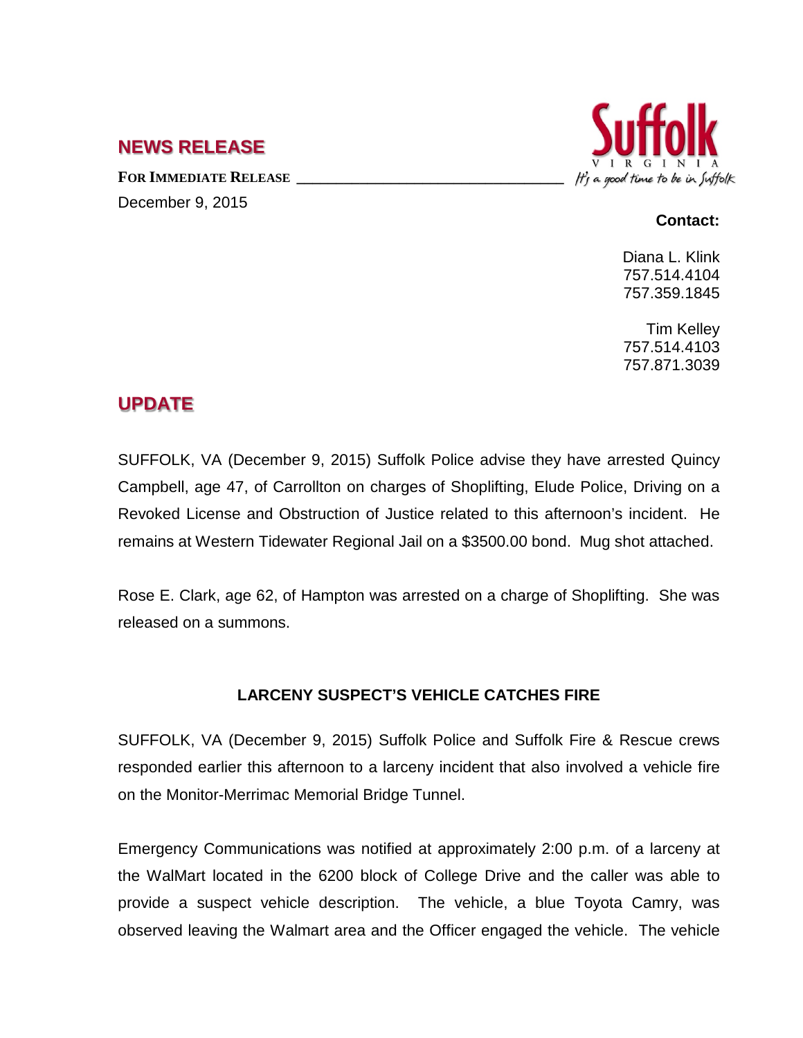## NEWS RELEASE

**FOR IMMEDIATE RELEASE**

December 9, 2015

**Contact:**

Diana L. Klink
757.514.4104
757.359.1845

Tim Kelley
757.514.4103
757.871.3039

## UPDATE

SUFFOLK, VA (December 9, 2015) Suffolk Police advise they have arrested Quincy Campbell, age 47, of Carrollton on charges of Shoplifting, Elude Police, Driving on a Revoked License and Obstruction of Justice related to this afternoon's incident. He remains at Western Tidewater Regional Jail on a $3500.00 bond. Mug shot attached.

Rose E. Clark, age 62, of Hampton was arrested on a charge of Shoplifting. She was released on a summons.

### LARCENY SUSPECT'S VEHICLE CATCHES FIRE

SUFFOLK, VA (December 9, 2015) Suffolk Police and Suffolk Fire & Rescue crews responded earlier this afternoon to a larceny incident that also involved a vehicle fire on the Monitor-Merrimac Memorial Bridge Tunnel.

Emergency Communications was notified at approximately 2:00 p.m. of a larceny at the WalMart located in the 6200 block of College Drive and the caller was able to provide a suspect vehicle description. The vehicle, a blue Toyota Camry, was observed leaving the Walmart area and the Officer engaged the vehicle. The vehicle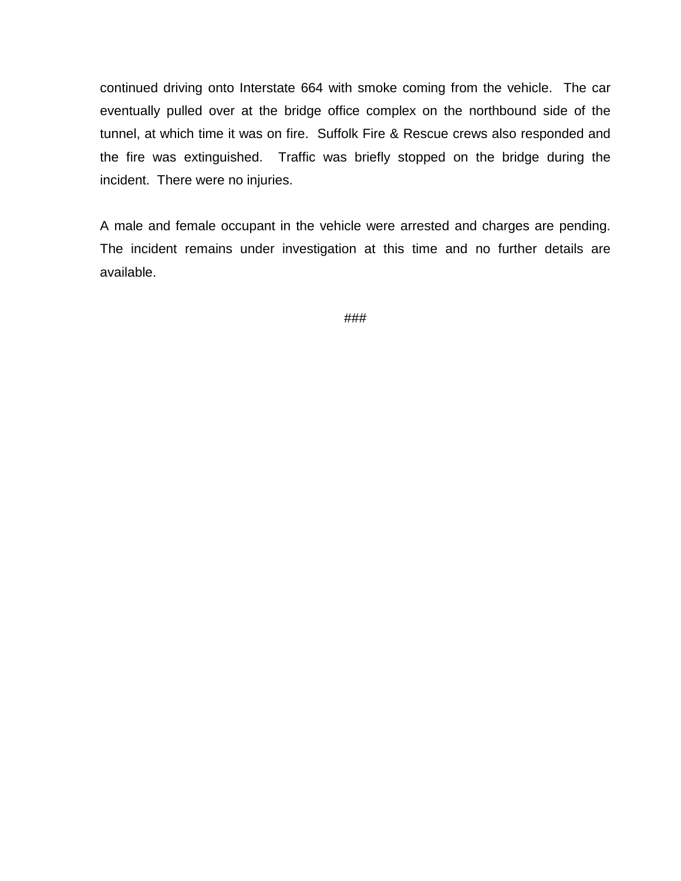continued driving onto Interstate 664 with smoke coming from the vehicle.  The car eventually pulled over at the bridge office complex on the northbound side of the tunnel, at which time it was on fire.  Suffolk Fire & Rescue crews also responded and the fire was extinguished.  Traffic was briefly stopped on the bridge during the incident.  There were no injuries.

A male and female occupant in the vehicle were arrested and charges are pending. The incident remains under investigation at this time and no further details are available.

###